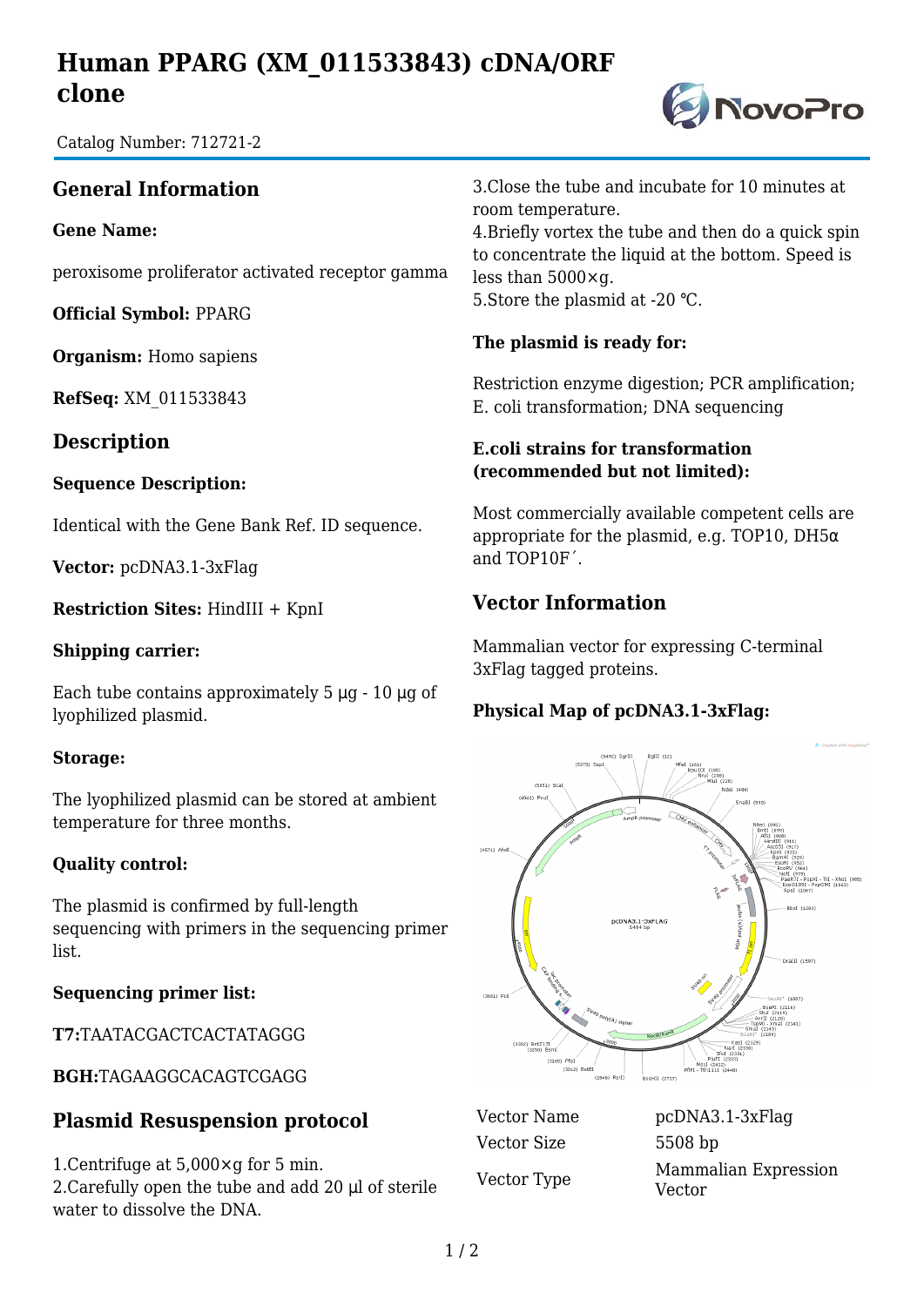# Human PPARG (XM_011533843) cDNA/ORF clone

Catalog Number: 712721-2

## General Information

**Gene Name:**

peroxisome proliferator activated receptor gamma

**Official Symbol:** PPARG

**Organism:** Homo sapiens

**RefSeq:** XM_011533843

## Description

**Sequence Description:**

Identical with the Gene Bank Ref. ID sequence.

**Vector:** pcDNA3.1-3xFlag

**Restriction Sites:** HindIII + KpnI

**Shipping carrier:**

Each tube contains approximately 5 μg - 10 μg of lyophilized plasmid.

**Storage:**

The lyophilized plasmid can be stored at ambient temperature for three months.

**Quality control:**

The plasmid is confirmed by full-length sequencing with primers in the sequencing primer list.

**Sequencing primer list:**

**T7:**TAATACGACTCACTATAGGG

**BGH:**TAGAAGGCACAGTCGAGG

## Plasmid Resuspension protocol

1.Centrifuge at 5,000×g for 5 min.
2.Carefully open the tube and add 20 μl of sterile water to dissolve the DNA.
3.Close the tube and incubate for 10 minutes at room temperature.
4.Briefly vortex the tube and then do a quick spin to concentrate the liquid at the bottom. Speed is less than 5000×g.
5.Store the plasmid at -20 ℃.

**The plasmid is ready for:**

Restriction enzyme digestion; PCR amplification; E. coli transformation; DNA sequencing

**E.coli strains for transformation (recommended but not limited):**

Most commercially available competent cells are appropriate for the plasmid, e.g. TOP10, DH5α and TOP10F´.

## Vector Information

Mammalian vector for expressing C-terminal 3xFlag tagged proteins.

**Physical Map of pcDNA3.1-3xFlag:**

| | |
|---|---|
| Vector Name | pcDNA3.1-3xFlag |
| Vector Size | 5508 bp |
| Vector Type | Mammalian Expression Vector |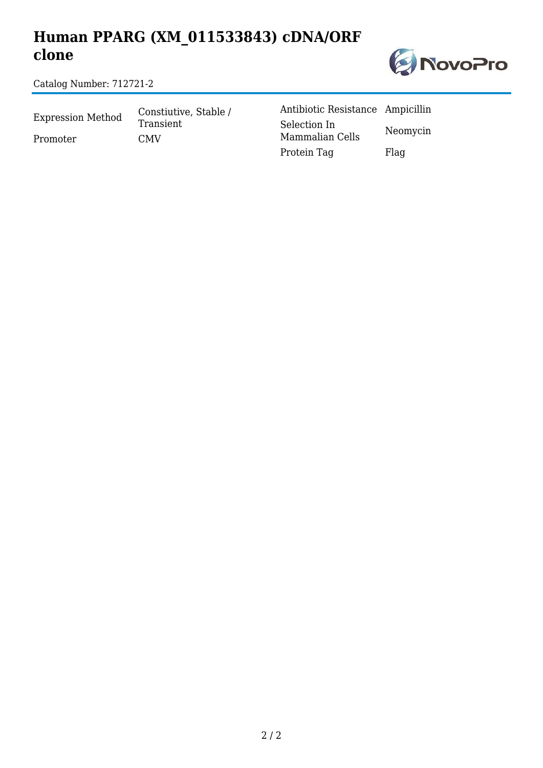# Human PPARG (XM_011533843) cDNA/ORF clone

Catalog Number: 712721-2

| | | | |
|---|---|---|---|
| Expression Method | Constiutive, Stable / Transient | Antibiotic Resistance | Ampicillin |
| Promoter | CMV | Selection In Mammalian Cells | Neomycin |
| | | Protein Tag | Flag |